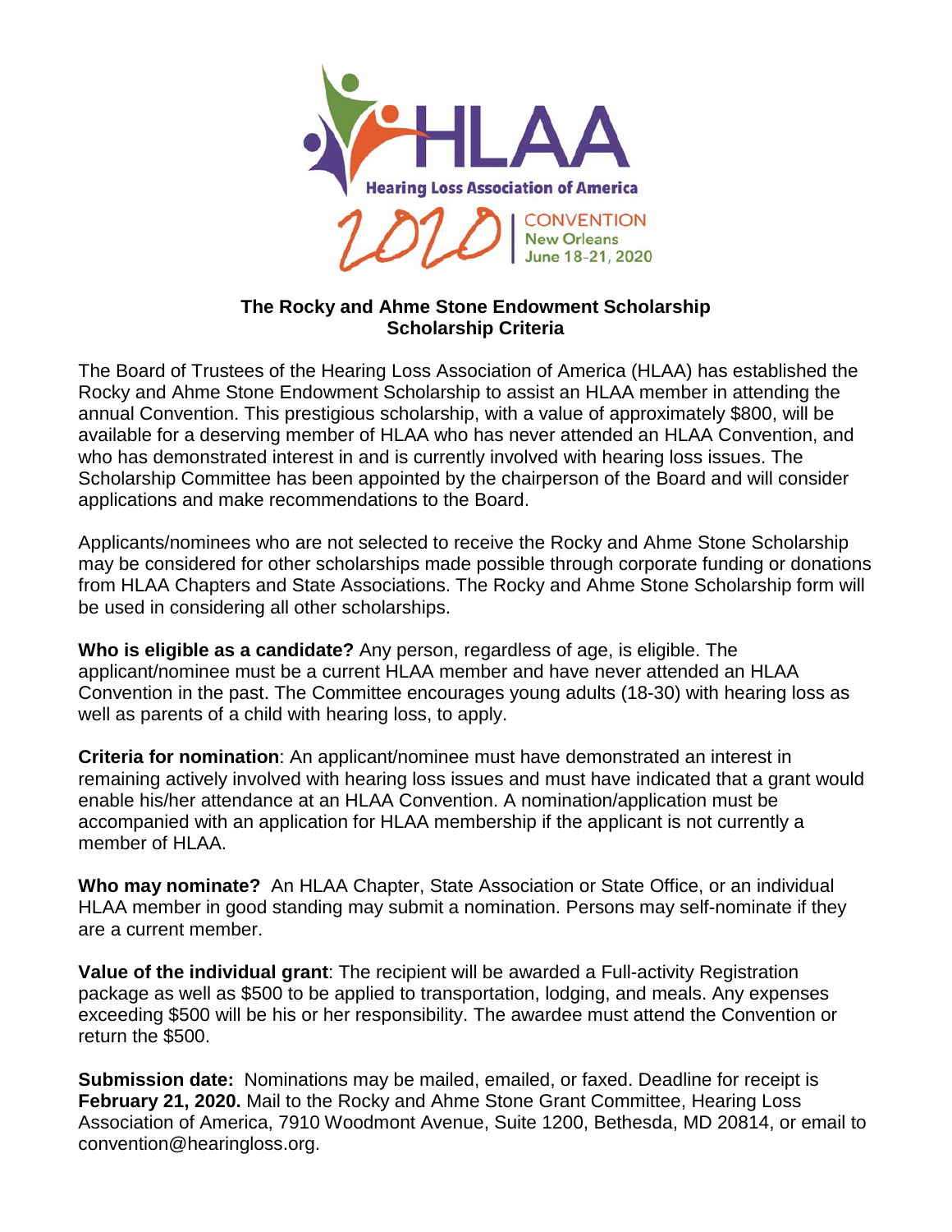HLAA

Hearing Loss Association of America

2020 | CONVENTION
New Orleans
June 18-21, 2020

**The Rocky and Ahme Stone Endowment Scholarship**
**Scholarship Criteria**

The Board of Trustees of the Hearing Loss Association of America (HLAA) has established the Rocky and Ahme Stone Endowment Scholarship to assist an HLAA member in attending the annual Convention. This prestigious scholarship, with a value of approximately $800, will be available for a deserving member of HLAA who has never attended an HLAA Convention, and who has demonstrated interest in and is currently involved with hearing loss issues. The Scholarship Committee has been appointed by the chairperson of the Board and will consider applications and make recommendations to the Board.

Applicants/nominees who are not selected to receive the Rocky and Ahme Stone Scholarship may be considered for other scholarships made possible through corporate funding or donations from HLAA Chapters and State Associations. The Rocky and Ahme Stone Scholarship form will be used in considering all other scholarships.

**Who is eligible as a candidate?** Any person, regardless of age, is eligible. The applicant/nominee must be a current HLAA member and have never attended an HLAA Convention in the past. The Committee encourages young adults (18-30) with hearing loss as well as parents of a child with hearing loss, to apply.

**Criteria for nomination**: An applicant/nominee must have demonstrated an interest in remaining actively involved with hearing loss issues and must have indicated that a grant would enable his/her attendance at an HLAA Convention. A nomination/application must be accompanied with an application for HLAA membership if the applicant is not currently a member of HLAA.

**Who may nominate?** An HLAA Chapter, State Association or State Office, or an individual HLAA member in good standing may submit a nomination. Persons may self-nominate if they are a current member.

**Value of the individual grant**: The recipient will be awarded a Full-activity Registration package as well as $500 to be applied to transportation, lodging, and meals. Any expenses exceeding $500 will be his or her responsibility. The awardee must attend the Convention or return the $500.

**Submission date:** Nominations may be mailed, emailed, or faxed. Deadline for receipt is **February 21, 2020.** Mail to the Rocky and Ahme Stone Grant Committee, Hearing Loss Association of America, 7910 Woodmont Avenue, Suite 1200, Bethesda, MD 20814, or email to convention@hearingloss.org.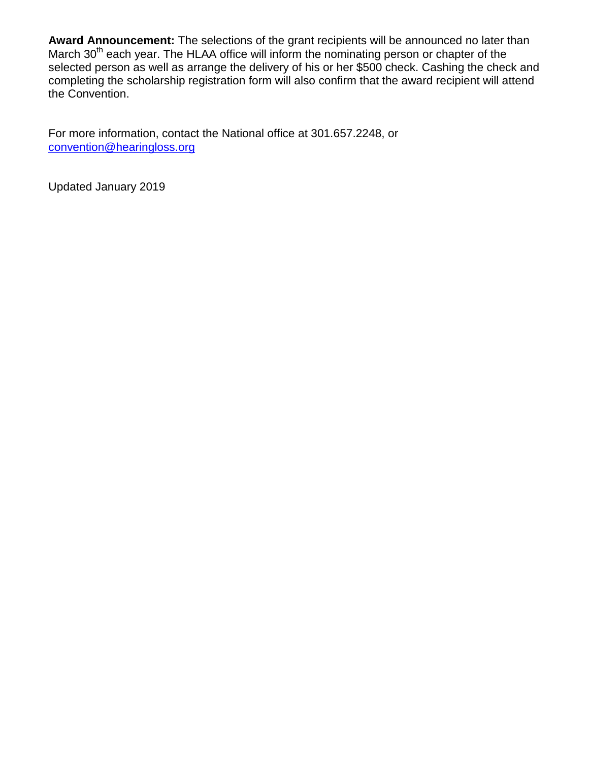**Award Announcement:** The selections of the grant recipients will be announced no later than March 30th each year. The HLAA office will inform the nominating person or chapter of the selected person as well as arrange the delivery of his or her $500 check. Cashing the check and completing the scholarship registration form will also confirm that the award recipient will attend the Convention.

For more information, contact the National office at 301.657.2248, or convention@hearingloss.org

Updated January 2019